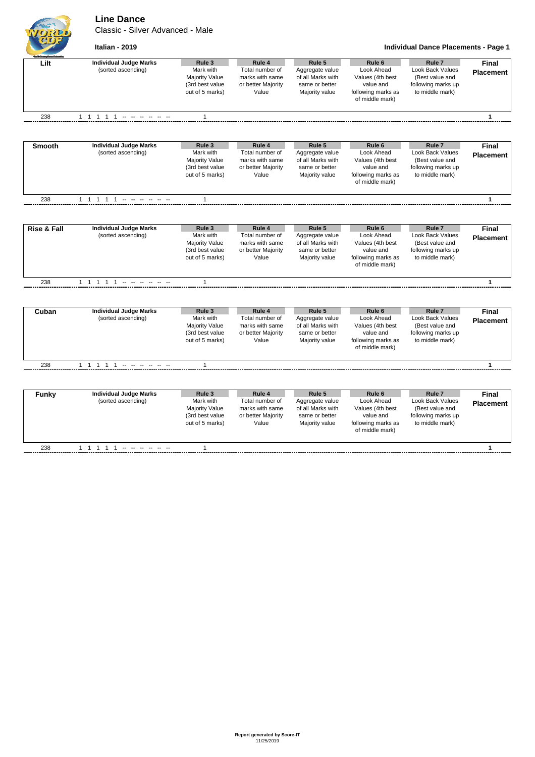# Line Dance

Classic - Silver Advanced - Male

**Italian - 2019**

**Individual Dance Placements - Page 1**

| Lilt | Individual Judge Marks (sorted ascending) | Rule 3 Mark with Majority Value (3rd best value out of 5 marks) | Rule 4 Total number of marks with same or better Majority Value | Rule 5 Aggregate value of all Marks with same or better Majority value | Rule 6 Look Ahead Values (4th best value and following marks as of middle mark) | Rule 7 Look Back Values (Best value and following marks up to middle mark) | Final Placement |
|---|---|---|---|---|---|---|---|
| 238 | 1 1 1 1 1 -- -- -- -- -- -- | 1 | | | | | 1 |

| Smooth | Individual Judge Marks (sorted ascending) | Rule 3 Mark with Majority Value (3rd best value out of 5 marks) | Rule 4 Total number of marks with same or better Majority Value | Rule 5 Aggregate value of all Marks with same or better Majority value | Rule 6 Look Ahead Values (4th best value and following marks as of middle mark) | Rule 7 Look Back Values (Best value and following marks up to middle mark) | Final Placement |
|---|---|---|---|---|---|---|---|
| 238 | 1 1 1 1 1 -- -- -- -- -- -- | 1 | | | | | 1 |

| Rise & Fall | Individual Judge Marks (sorted ascending) | Rule 3 Mark with Majority Value (3rd best value out of 5 marks) | Rule 4 Total number of marks with same or better Majority Value | Rule 5 Aggregate value of all Marks with same or better Majority value | Rule 6 Look Ahead Values (4th best value and following marks as of middle mark) | Rule 7 Look Back Values (Best value and following marks up to middle mark) | Final Placement |
|---|---|---|---|---|---|---|---|
| 238 | 1 1 1 1 1 -- -- -- -- -- -- | 1 | | | | | 1 |

| Cuban | Individual Judge Marks (sorted ascending) | Rule 3 Mark with Majority Value (3rd best value out of 5 marks) | Rule 4 Total number of marks with same or better Majority Value | Rule 5 Aggregate value of all Marks with same or better Majority value | Rule 6 Look Ahead Values (4th best value and following marks as of middle mark) | Rule 7 Look Back Values (Best value and following marks up to middle mark) | Final Placement |
|---|---|---|---|---|---|---|---|
| 238 | 1 1 1 1 1 -- -- -- -- -- -- | 1 | | | | | 1 |

| Funky | Individual Judge Marks (sorted ascending) | Rule 3 Mark with Majority Value (3rd best value out of 5 marks) | Rule 4 Total number of marks with same or better Majority Value | Rule 5 Aggregate value of all Marks with same or better Majority value | Rule 6 Look Ahead Values (4th best value and following marks as of middle mark) | Rule 7 Look Back Values (Best value and following marks up to middle mark) | Final Placement |
|---|---|---|---|---|---|---|---|
| 238 | 1 1 1 1 1 -- -- -- -- -- -- | 1 | | | | | 1 |

**Report generated by Score-IT**
11/25/2019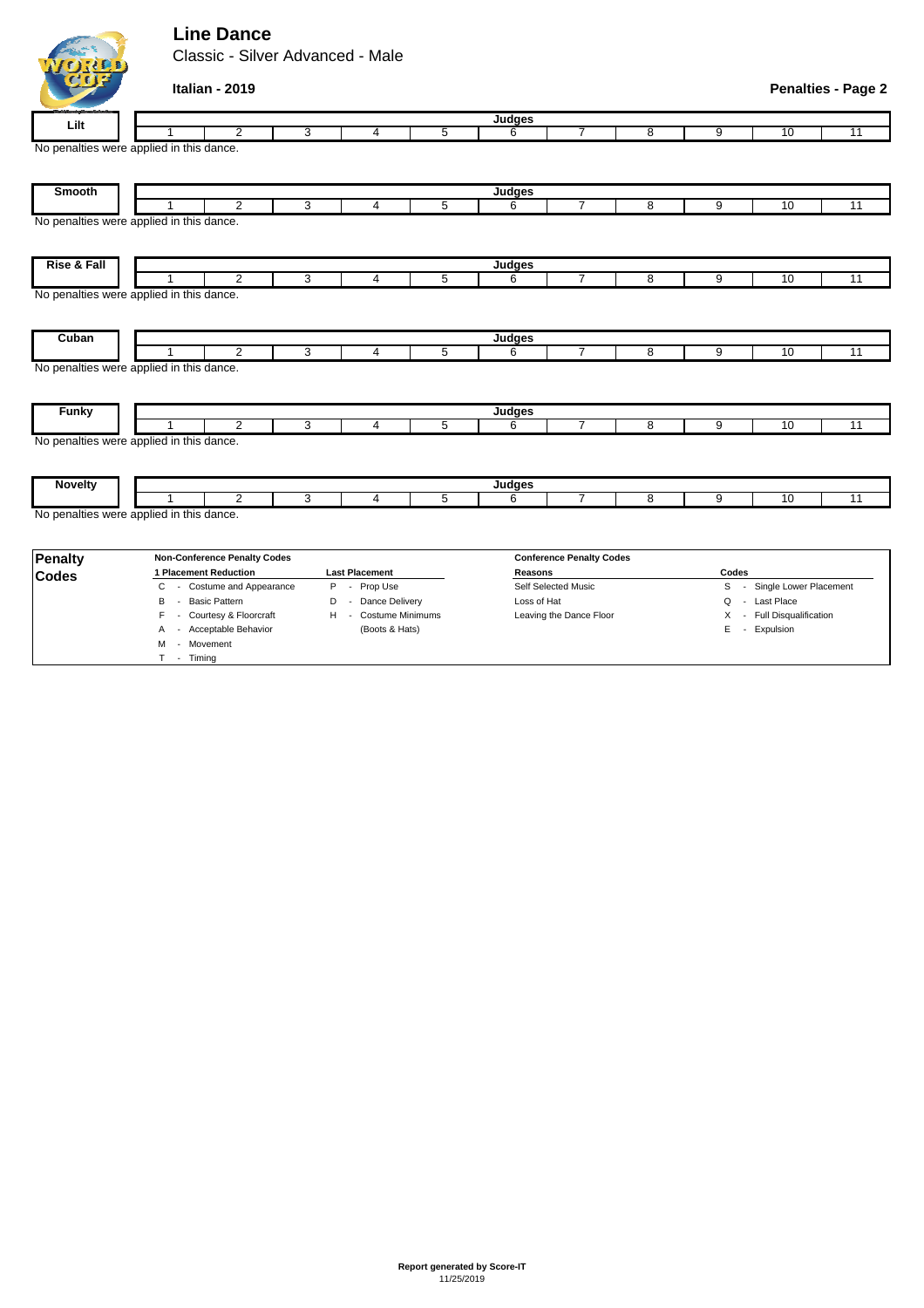# Line Dance

Classic - Silver Advanced - Male

**Italian - 2019**

**Penalties - Page 2**

| Lilt | Judges | | | | | | | | | | |
|---|---|---|---|---|---|---|---|---|---|---|---|
| | 1 | 2 | 3 | 4 | 5 | 6 | 7 | 8 | 9 | 10 | 11 |

No penalties were applied in this dance.

| Smooth | Judges | | | | | | | | | | |
|---|---|---|---|---|---|---|---|---|---|---|---|
| | 1 | 2 | 3 | 4 | 5 | 6 | 7 | 8 | 9 | 10 | 11 |

No penalties were applied in this dance.

| Rise & Fall | Judges | | | | | | | | | | |
|---|---|---|---|---|---|---|---|---|---|---|---|
| | 1 | 2 | 3 | 4 | 5 | 6 | 7 | 8 | 9 | 10 | 11 |

No penalties were applied in this dance.

| Cuban | Judges | | | | | | | | | | |
|---|---|---|---|---|---|---|---|---|---|---|---|
| | 1 | 2 | 3 | 4 | 5 | 6 | 7 | 8 | 9 | 10 | 11 |

No penalties were applied in this dance.

| Funky | Judges | | | | | | | | | | |
|---|---|---|---|---|---|---|---|---|---|---|---|
| | 1 | 2 | 3 | 4 | 5 | 6 | 7 | 8 | 9 | 10 | 11 |

No penalties were applied in this dance.

| Novelty | Judges | | | | | | | | | | |
|---|---|---|---|---|---|---|---|---|---|---|---|
| | 1 | 2 | 3 | 4 | 5 | 6 | 7 | 8 | 9 | 10 | 11 |

No penalties were applied in this dance.

## Penalty Codes

**Non-Conference Penalty Codes**

| 1 Placement Reduction | Last Placement |
|---|---|
| C - Costume and Appearance | P - Prop Use |
| B - Basic Pattern | D - Dance Delivery |
| F - Courtesy & Floorcraft | H - Costume Minimums (Boots & Hats) |
| A - Acceptable Behavior | |
| M - Movement | |
| T - Timing | |

**Conference Penalty Codes**

| Reasons | Codes |
|---|---|
| Self Selected Music | S - Single Lower Placement |
| Loss of Hat | Q - Last Place |
| Leaving the Dance Floor | X - Full Disqualification |
| | E - Expulsion |

**Report generated by Score-IT**
11/25/2019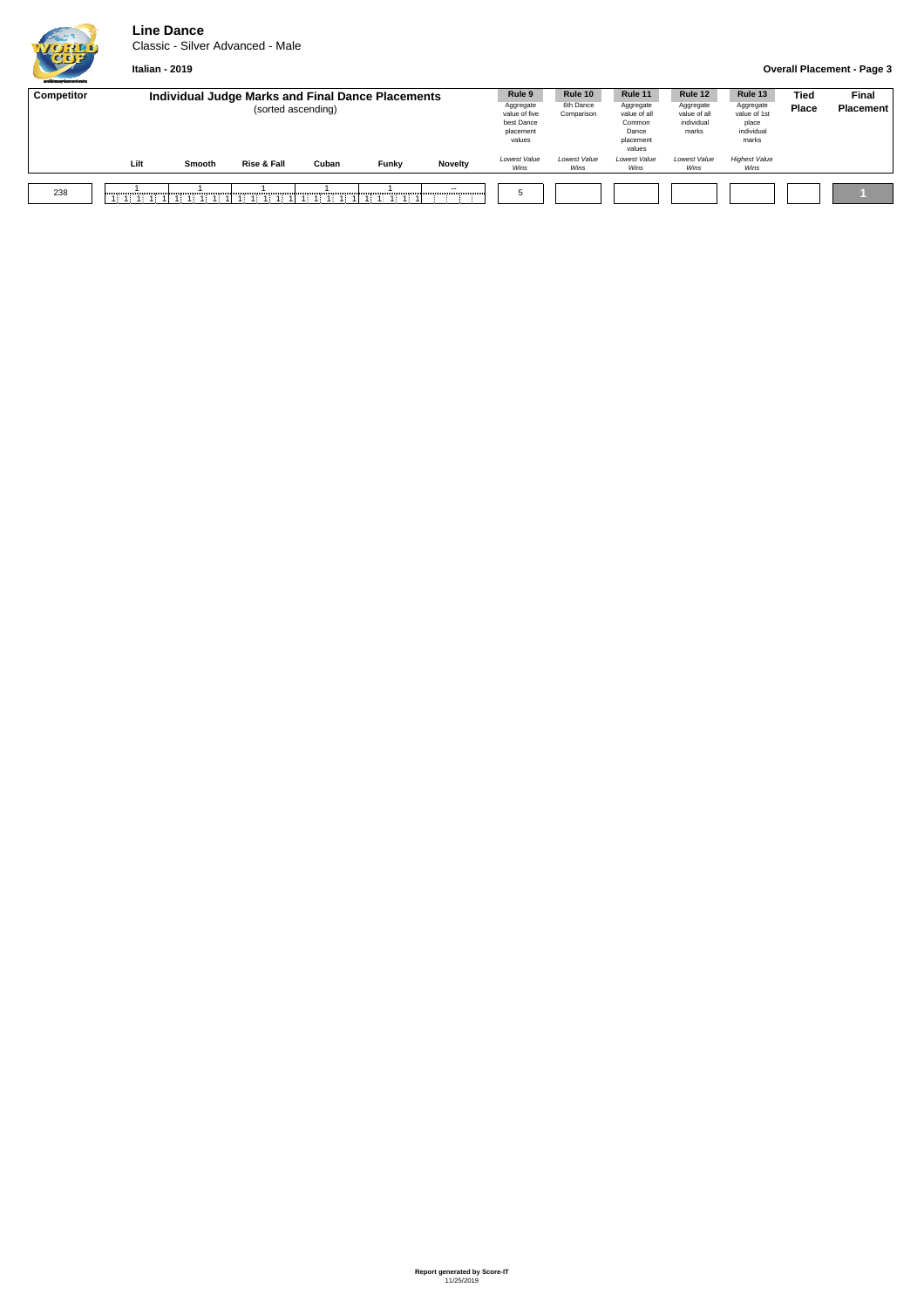# Line Dance

Classic - Silver Advanced - Male

**Italian - 2019**

**Overall Placement - Page 3**

| Competitor | Individual Judge Marks and Final Dance Placements (sorted ascending) | | | | | | Rule 9 Aggregate value of five best Dance placement values | Rule 10 6th Dance Comparison | Rule 11 Aggregate value of all Common Dance placement values | Rule 12 Aggregate value of all individual marks | Rule 13 Aggregate value of 1st place individual marks | Tied Place | Final Placement |
|---|---|---|---|---|---|---|---|---|---|---|---|---|---|
| | Lilt | Smooth | Rise & Fall | Cuban | Funky | Novelty | *Lowest Value Wins* | *Lowest Value Wins* | *Lowest Value Wins* | *Lowest Value Wins* | *Highest Value Wins* | | |
| 238 | 1 (1 1 1 1 1) | 1 (1 1 1 1 1) | 1 (1 1 1 1 1) | 1 (1 1 1 1 1) | 1 (1 1 1 1 1) | -- | 5 | | | | | | 1 |

**Report generated by Score-IT**
11/25/2019